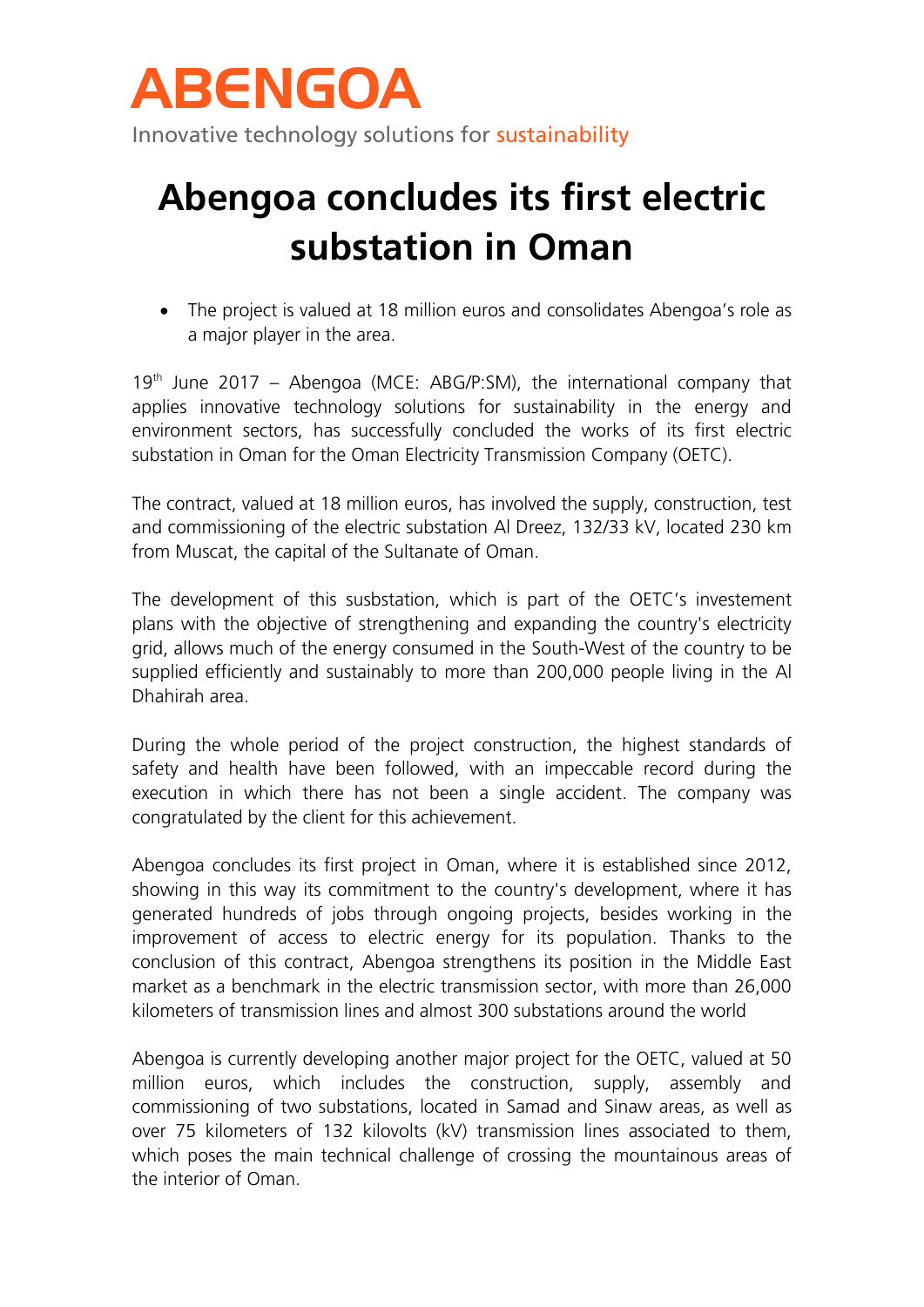# ABENGOA

Innovative technology solutions for sustainability

# Abengoa concludes its first electric substation in Oman

- The project is valued at 18 million euros and consolidates Abengoa's role as a major player in the area.

19th June 2017 – Abengoa (MCE: ABG/P:SM), the international company that applies innovative technology solutions for sustainability in the energy and environment sectors, has successfully concluded the works of its first electric substation in Oman for the Oman Electricity Transmission Company (OETC).

The contract, valued at 18 million euros, has involved the supply, construction, test and commissioning of the electric substation Al Dreez, 132/33 kV, located 230 km from Muscat, the capital of the Sultanate of Oman.

The development of this susbstation, which is part of the OETC's investement plans with the objective of strengthening and expanding the country's electricity grid, allows much of the energy consumed in the South-West of the country to be supplied efficiently and sustainably to more than 200,000 people living in the Al Dhahirah area.

During the whole period of the project construction, the highest standards of safety and health have been followed, with an impeccable record during the execution in which there has not been a single accident. The company was congratulated by the client for this achievement.

Abengoa concludes its first project in Oman, where it is established since 2012, showing in this way its commitment to the country's development, where it has generated hundreds of jobs through ongoing projects, besides working in the improvement of access to electric energy for its population. Thanks to the conclusion of this contract, Abengoa strengthens its position in the Middle East market as a benchmark in the electric transmission sector, with more than 26,000 kilometers of transmission lines and almost 300 substations around the world

Abengoa is currently developing another major project for the OETC, valued at 50 million euros, which includes the construction, supply, assembly and commissioning of two substations, located in Samad and Sinaw areas, as well as over 75 kilometers of 132 kilovolts (kV) transmission lines associated to them, which poses the main technical challenge of crossing the mountainous areas of the interior of Oman.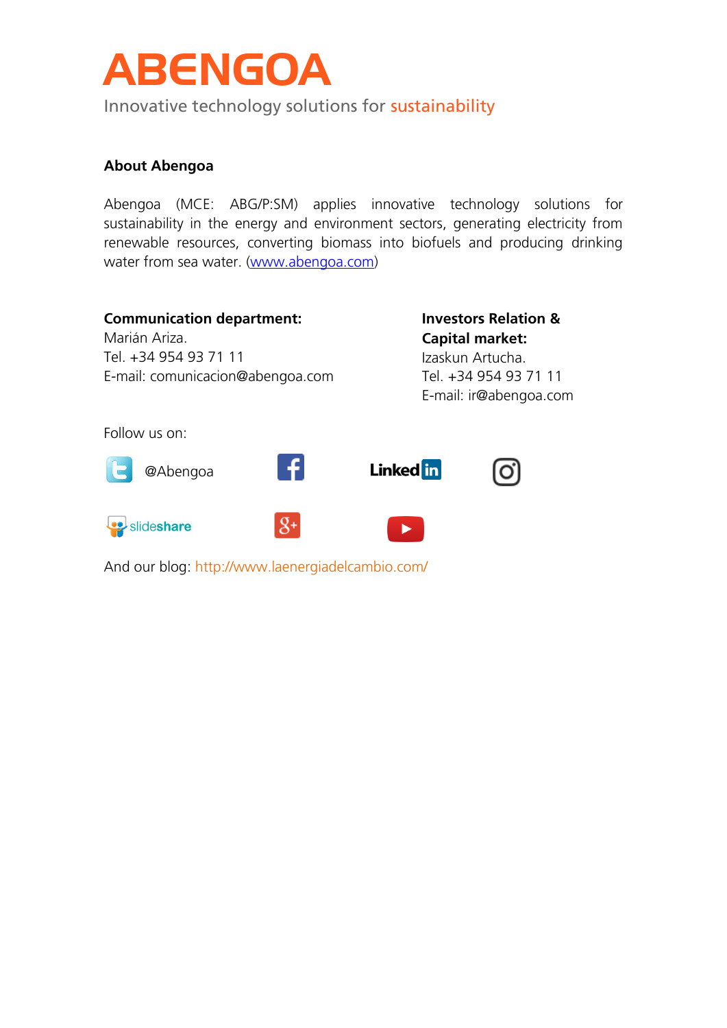# ABENGOA

Innovative technology solutions for sustainability

**About Abengoa**

Abengoa (MCE: ABG/P:SM) applies innovative technology solutions for sustainability in the energy and environment sectors, generating electricity from renewable resources, converting biomass into biofuels and producing drinking water from sea water. (www.abengoa.com)

**Communication department:**
Marián Ariza.
Tel. +34 954 93 71 11
E-mail: comunicacion@abengoa.com

**Investors Relation & Capital market:**
Izaskun Artucha.
Tel. +34 954 93 71 11
E-mail: ir@abengoa.com

Follow us on:

@Abengoa

And our blog: http://www.laenergiadelcambio.com/